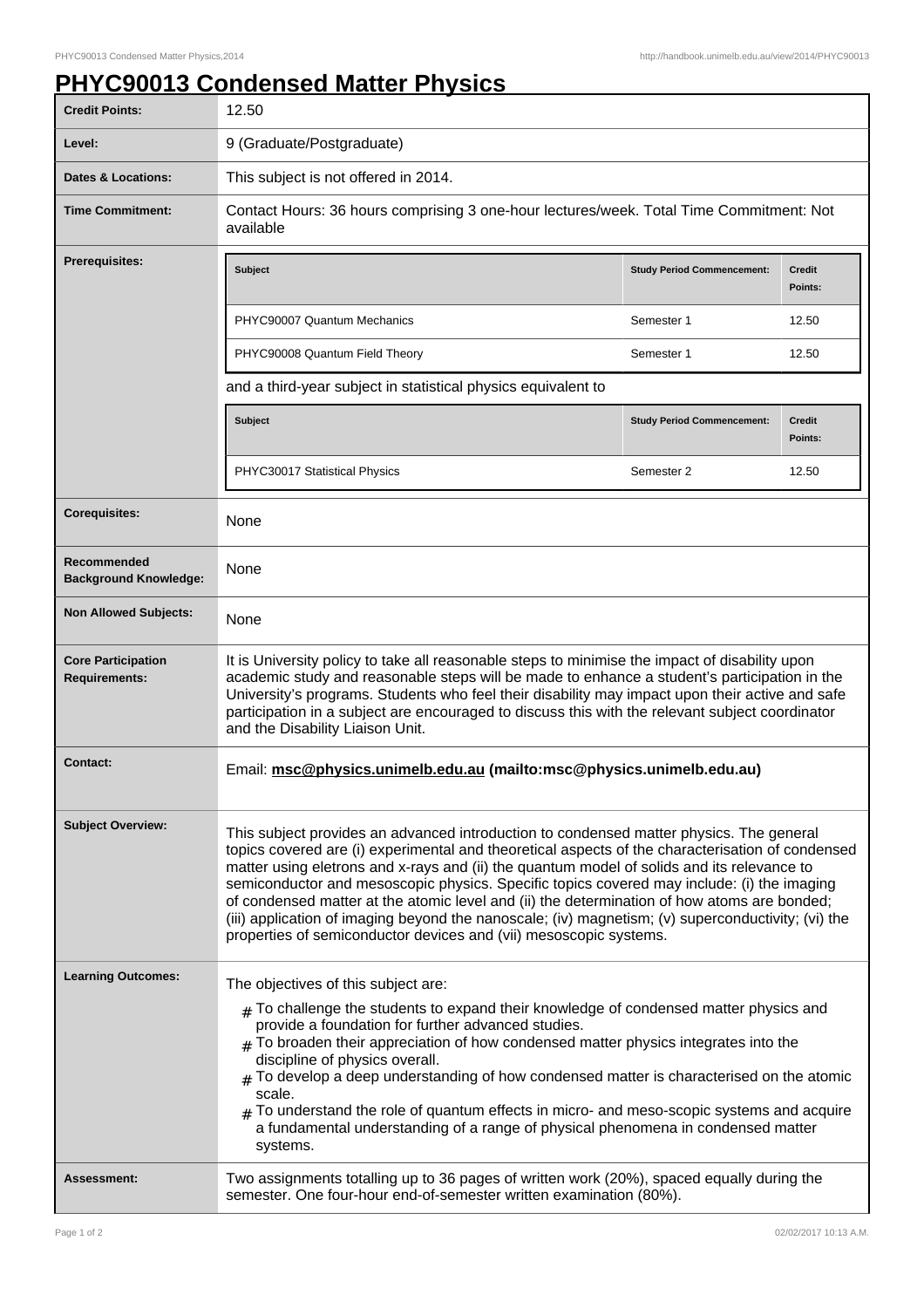# PHYC90013 Condensed Matter Physics

| | |
|---|---|
| **Credit Points:** | 12.50 |
| **Level:** | 9 (Graduate/Postgraduate) |
| **Dates & Locations:** | This subject is not offered in 2014. |
| **Time Commitment:** | Contact Hours: 36 hours comprising 3 one-hour lectures/week. Total Time Commitment: Not available |
| **Prerequisites:** | See below |
| **Corequisites:** | None |
| **Recommended Background Knowledge:** | None |
| **Non Allowed Subjects:** | None |
| **Core Participation Requirements:** | It is University policy to take all reasonable steps to minimise the impact of disability upon academic study and reasonable steps will be made to enhance a student's participation in the University's programs. Students who feel their disability may impact upon their active and safe participation in a subject are encouraged to discuss this with the relevant subject coordinator and the Disability Liaison Unit. |
| **Contact:** | Email: **msc@physics.unimelb.edu.au (mailto:msc@physics.unimelb.edu.au)** |
| **Subject Overview:** | This subject provides an advanced introduction to condensed matter physics. The general topics covered are (i) experimental and theoretical aspects of the characterisation of condensed matter using eletrons and x-rays and (ii) the quantum model of solids and its relevance to semiconductor and mesoscopic physics. Specific topics covered may include: (i) the imaging of condensed matter at the atomic level and (ii) the determination of how atoms are bonded; (iii) application of imaging beyond the nanoscale; (iv) magnetism; (v) superconductivity; (vi) the properties of semiconductor devices and (vii) mesoscopic systems. |
| **Learning Outcomes:** | See below |
| **Assessment:** | Two assignments totalling up to 36 pages of written work (20%), spaced equally during the semester. One four-hour end-of-semester written examination (80%). |

**Prerequisites:**

| Subject | Study Period Commencement: | Credit Points: |
|---|---|---|
| PHYC90007 Quantum Mechanics | Semester 1 | 12.50 |
| PHYC90008 Quantum Field Theory | Semester 1 | 12.50 |

and a third-year subject in statistical physics equivalent to

| Subject | Study Period Commencement: | Credit Points: |
|---|---|---|
| PHYC30017 Statistical Physics | Semester 2 | 12.50 |

**Learning Outcomes:**

The objectives of this subject are:

- To challenge the students to expand their knowledge of condensed matter physics and provide a foundation for further advanced studies.
- To broaden their appreciation of how condensed matter physics integrates into the discipline of physics overall.
- To develop a deep understanding of how condensed matter is characterised on the atomic scale.
- To understand the role of quantum effects in micro- and meso-scopic systems and acquire a fundamental understanding of a range of physical phenomena in condensed matter systems.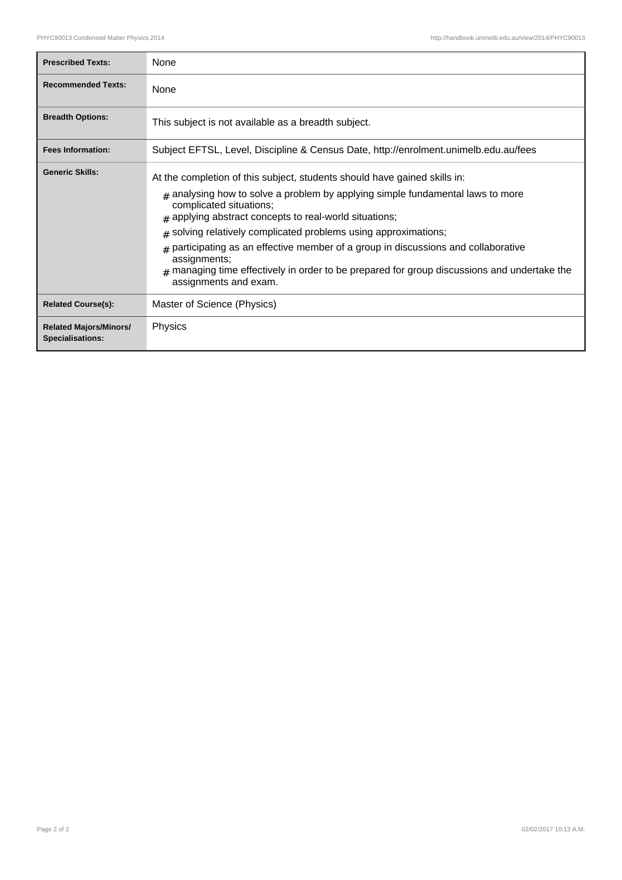| | |
|---|---|
| **Prescribed Texts:** | None |
| **Recommended Texts:** | None |
| **Breadth Options:** | This subject is not available as a breadth subject. |
| **Fees Information:** | Subject EFTSL, Level, Discipline & Census Date, http://enrolment.unimelb.edu.au/fees |
| **Generic Skills:** | At the completion of this subject, students should have gained skills in: <br># analysing how to solve a problem by applying simple fundamental laws to more complicated situations; <br># applying abstract concepts to real-world situations; <br># solving relatively complicated problems using approximations; <br># participating as an effective member of a group in discussions and collaborative assignments; <br># managing time effectively in order to be prepared for group discussions and undertake the assignments and exam. |
| **Related Course(s):** | Master of Science (Physics) |
| **Related Majors/Minors/ Specialisations:** | Physics |